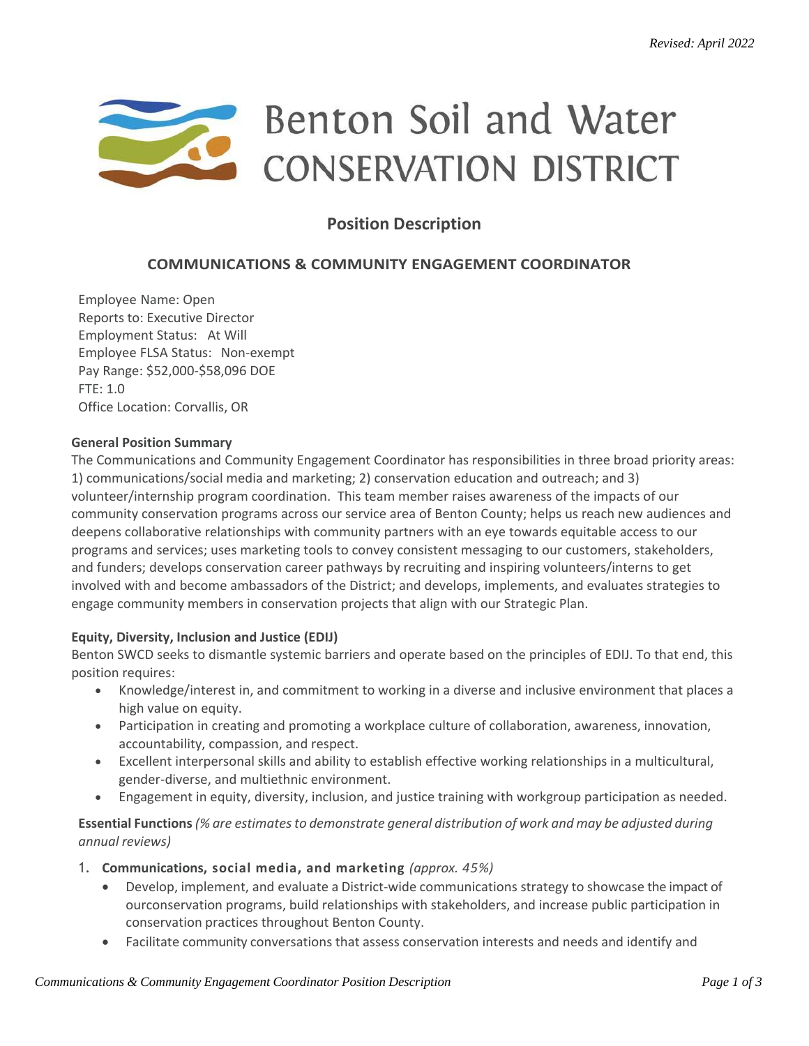*Revised: April 2022*

# Benton Soil and Water CONSERVATION DISTRICT

## Position Description

### COMMUNICATIONS & COMMUNITY ENGAGEMENT COORDINATOR

Employee Name: Open
Reports to: Executive Director
Employment Status: At Will
Employee FLSA Status: Non-exempt
Pay Range: $52,000-$58,096 DOE
FTE: 1.0
Office Location: Corvallis, OR

**General Position Summary**

The Communications and Community Engagement Coordinator has responsibilities in three broad priority areas: 1) communications/social media and marketing; 2) conservation education and outreach; and 3) volunteer/internship program coordination. This team member raises awareness of the impacts of our community conservation programs across our service area of Benton County; helps us reach new audiences and deepens collaborative relationships with community partners with an eye towards equitable access to our programs and services; uses marketing tools to convey consistent messaging to our customers, stakeholders, and funders; develops conservation career pathways by recruiting and inspiring volunteers/interns to get involved with and become ambassadors of the District; and develops, implements, and evaluates strategies to engage community members in conservation projects that align with our Strategic Plan.

**Equity, Diversity, Inclusion and Justice (EDIJ)**

Benton SWCD seeks to dismantle systemic barriers and operate based on the principles of EDIJ. To that end, this position requires:

- Knowledge/interest in, and commitment to working in a diverse and inclusive environment that places a high value on equity.
- Participation in creating and promoting a workplace culture of collaboration, awareness, innovation, accountability, compassion, and respect.
- Excellent interpersonal skills and ability to establish effective working relationships in a multicultural, gender-diverse, and multiethnic environment.
- Engagement in equity, diversity, inclusion, and justice training with workgroup participation as needed.

**Essential Functions** *(% are estimates to demonstrate general distribution of work and may be adjusted during annual reviews)*

1. **Communications, social media, and marketing** *(approx. 45%)*
   - Develop, implement, and evaluate a District-wide communications strategy to showcase the impact of ourconservation programs, build relationships with stakeholders, and increase public participation in conservation practices throughout Benton County.
   - Facilitate community conversations that assess conservation interests and needs and identify and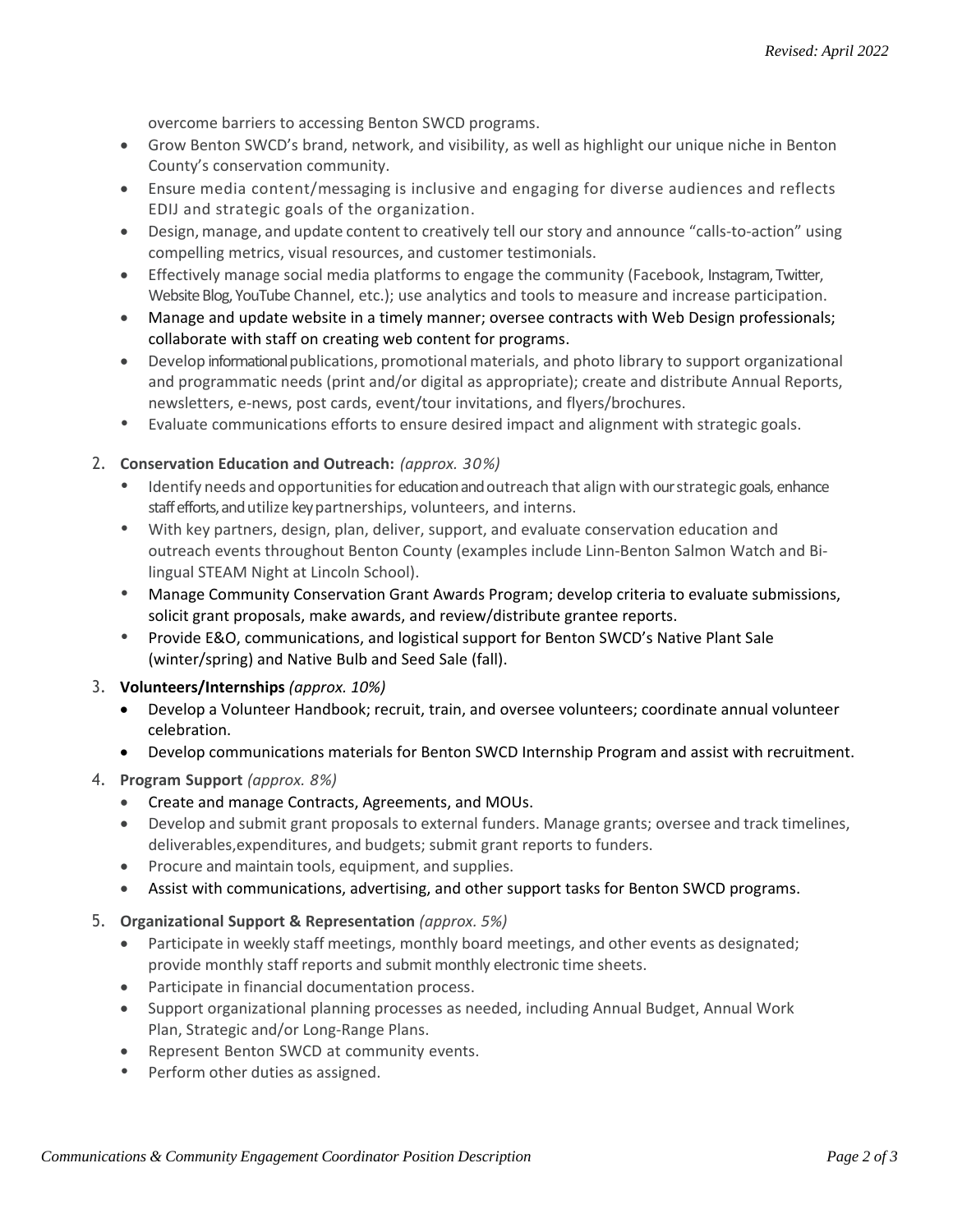overcome barriers to accessing Benton SWCD programs.

- Grow Benton SWCD's brand, network, and visibility, as well as highlight our unique niche in Benton County's conservation community.
- Ensure media content/messaging is inclusive and engaging for diverse audiences and reflects EDIJ and strategic goals of the organization.
- Design, manage, and update content to creatively tell our story and announce "calls-to-action" using compelling metrics, visual resources, and customer testimonials.
- Effectively manage social media platforms to engage the community (Facebook, Instagram, Twitter, Website Blog, YouTube Channel, etc.); use analytics and tools to measure and increase participation.
- Manage and update website in a timely manner; oversee contracts with Web Design professionals; collaborate with staff on creating web content for programs.
- Develop informational publications, promotional materials, and photo library to support organizational and programmatic needs (print and/or digital as appropriate); create and distribute Annual Reports, newsletters, e-news, post cards, event/tour invitations, and flyers/brochures.
- Evaluate communications efforts to ensure desired impact and alignment with strategic goals.

2. **Conservation Education and Outreach:** *(approx. 30%)*
   - Identify needs and opportunities for education and outreach that align with our strategic goals, enhance staff efforts, and utilize key partnerships, volunteers, and interns.
   - With key partners, design, plan, deliver, support, and evaluate conservation education and outreach events throughout Benton County (examples include Linn-Benton Salmon Watch and Bi-lingual STEAM Night at Lincoln School).
   - Manage Community Conservation Grant Awards Program; develop criteria to evaluate submissions, solicit grant proposals, make awards, and review/distribute grantee reports.
   - Provide E&O, communications, and logistical support for Benton SWCD's Native Plant Sale (winter/spring) and Native Bulb and Seed Sale (fall).

3. **Volunteers/Internships** *(approx. 10%)*
   - Develop a Volunteer Handbook; recruit, train, and oversee volunteers; coordinate annual volunteer celebration.
   - Develop communications materials for Benton SWCD Internship Program and assist with recruitment.

4. **Program Support** *(approx. 8%)*
   - Create and manage Contracts, Agreements, and MOUs.
   - Develop and submit grant proposals to external funders. Manage grants; oversee and track timelines, deliverables,expenditures, and budgets; submit grant reports to funders.
   - Procure and maintain tools, equipment, and supplies.
   - Assist with communications, advertising, and other support tasks for Benton SWCD programs.

5. **Organizational Support & Representation** *(approx. 5%)*
   - Participate in weekly staff meetings, monthly board meetings, and other events as designated; provide monthly staff reports and submit monthly electronic time sheets.
   - Participate in financial documentation process.
   - Support organizational planning processes as needed, including Annual Budget, Annual Work Plan, Strategic and/or Long-Range Plans.
   - Represent Benton SWCD at community events.
   - Perform other duties as assigned.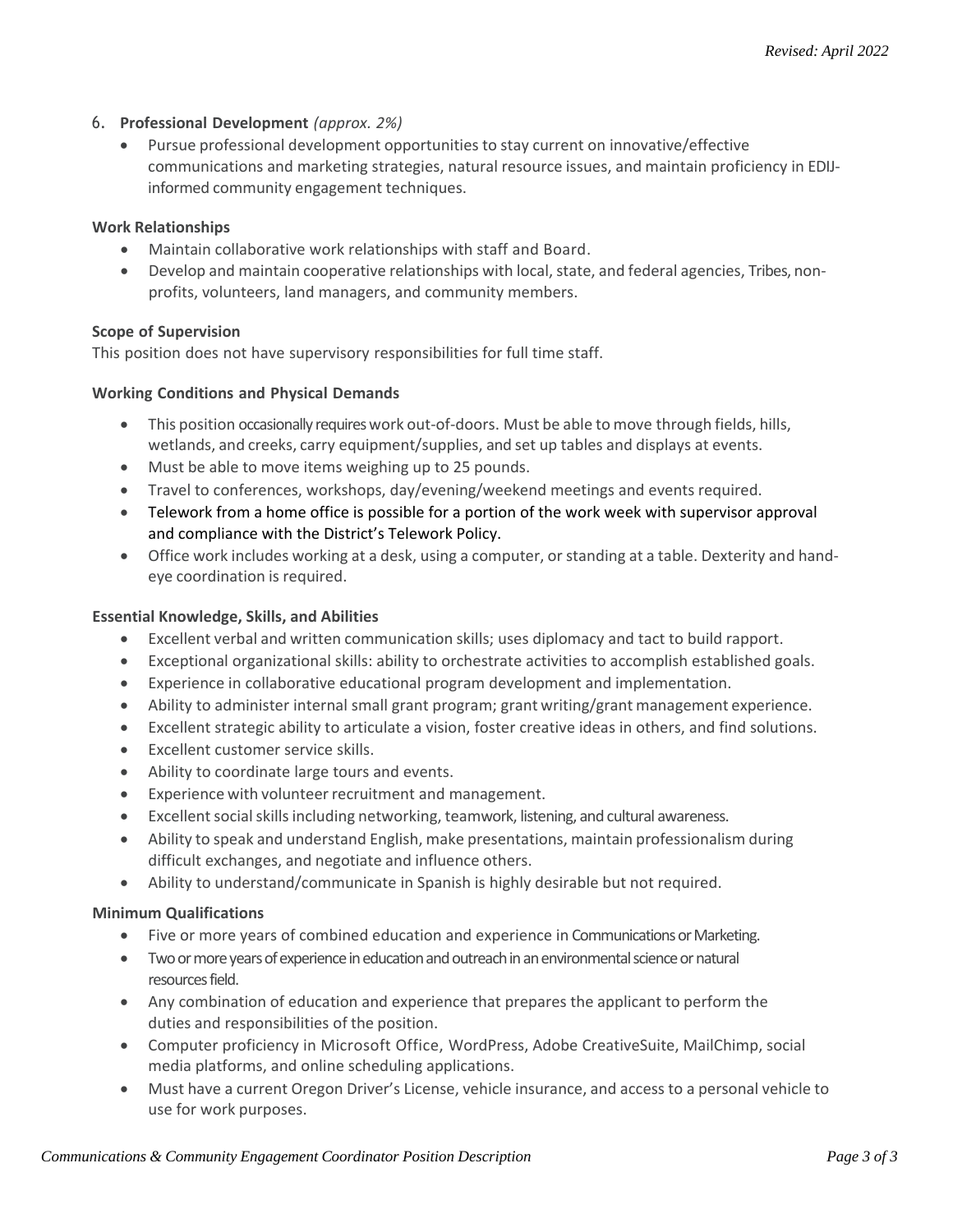6. **Professional Development** *(approx. 2%)*
   - Pursue professional development opportunities to stay current on innovative/effective communications and marketing strategies, natural resource issues, and maintain proficiency in EDIJ-informed community engagement techniques.

**Work Relationships**

- Maintain collaborative work relationships with staff and Board.
- Develop and maintain cooperative relationships with local, state, and federal agencies, Tribes, non-profits, volunteers, land managers, and community members.

**Scope of Supervision**

This position does not have supervisory responsibilities for full time staff.

**Working Conditions and Physical Demands**

- This position occasionally requires work out-of-doors. Must be able to move through fields, hills, wetlands, and creeks, carry equipment/supplies, and set up tables and displays at events.
- Must be able to move items weighing up to 25 pounds.
- Travel to conferences, workshops, day/evening/weekend meetings and events required.
- Telework from a home office is possible for a portion of the work week with supervisor approval and compliance with the District's Telework Policy.
- Office work includes working at a desk, using a computer, or standing at a table. Dexterity and hand-eye coordination is required.

**Essential Knowledge, Skills, and Abilities**

- Excellent verbal and written communication skills; uses diplomacy and tact to build rapport.
- Exceptional organizational skills: ability to orchestrate activities to accomplish established goals.
- Experience in collaborative educational program development and implementation.
- Ability to administer internal small grant program; grant writing/grant management experience.
- Excellent strategic ability to articulate a vision, foster creative ideas in others, and find solutions.
- Excellent customer service skills.
- Ability to coordinate large tours and events.
- Experience with volunteer recruitment and management.
- Excellent social skills including networking, teamwork, listening, and cultural awareness.
- Ability to speak and understand English, make presentations, maintain professionalism during difficult exchanges, and negotiate and influence others.
- Ability to understand/communicate in Spanish is highly desirable but not required.

**Minimum Qualifications**

- Five or more years of combined education and experience in Communications or Marketing.
- Two or more years of experience in education and outreach in an environmental science or natural resources field.
- Any combination of education and experience that prepares the applicant to perform the duties and responsibilities of the position.
- Computer proficiency in Microsoft Office, WordPress, Adobe CreativeSuite, MailChimp, social media platforms, and online scheduling applications.
- Must have a current Oregon Driver's License, vehicle insurance, and access to a personal vehicle to use for work purposes.